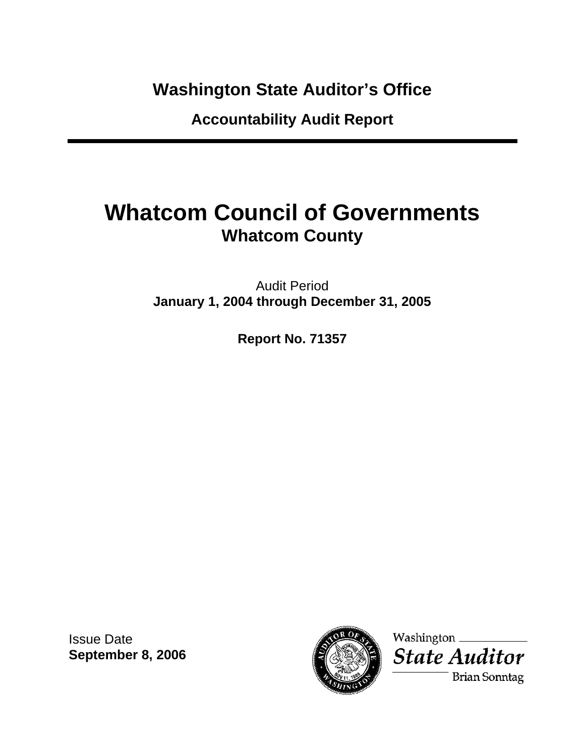**Washington State Auditor's Office**

**Accountability Audit Report**

---

# Whatcom Council of Governments

## Whatcom County

Audit Period

**January 1, 2004 through December 31, 2005**

**Report No. 71357**

Issue Date

**September 8, 2006**

Washington State Auditor

Brian Sonntag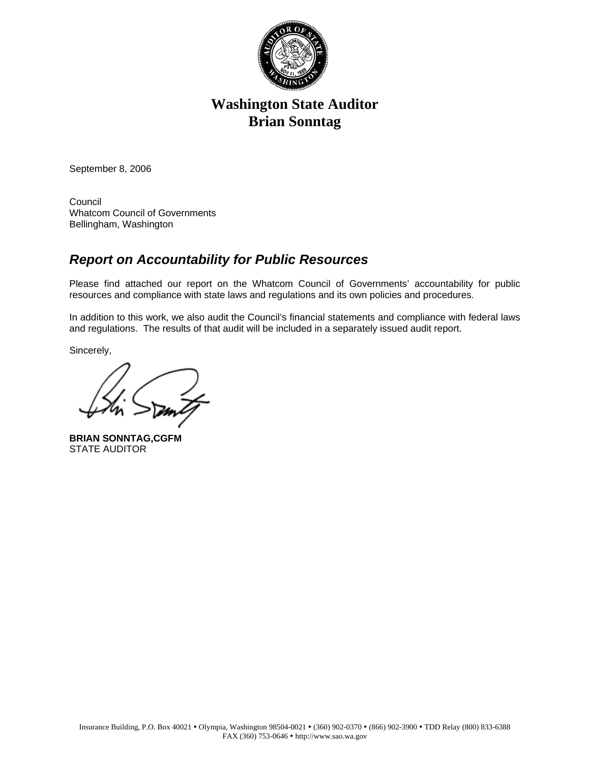# Washington State Auditor
# Brian Sonntag

September 8, 2006

Council
Whatcom Council of Governments
Bellingham, Washington

## ***Report on Accountability for Public Resources***

Please find attached our report on the Whatcom Council of Governments' accountability for public resources and compliance with state laws and regulations and its own policies and procedures.

In addition to this work, we also audit the Council's financial statements and compliance with federal laws and regulations. The results of that audit will be included in a separately issued audit report.

Sincerely,

**BRIAN SONNTAG,CGFM**
STATE AUDITOR

Insurance Building, P.O. Box 40021 • Olympia, Washington 98504-0021 • (360) 902-0370 • (866) 902-3900 • TDD Relay (800) 833-6388
FAX (360) 753-0646 • http://www.sao.wa.gov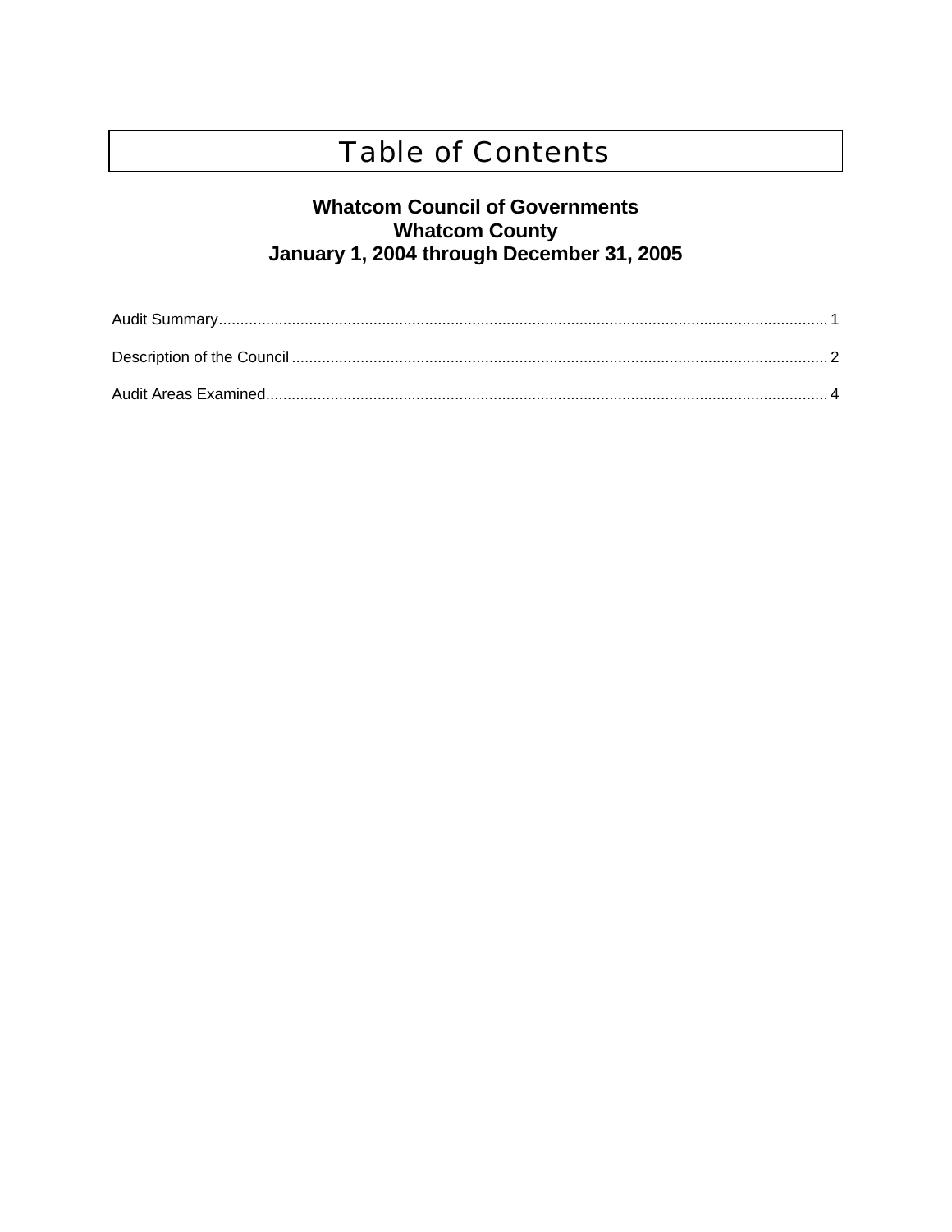# Table of Contents

**Whatcom Council of Governments**
**Whatcom County**
**January 1, 2004 through December 31, 2005**

Audit Summary ........................................................................................................................................ 1

Description of the Council ...................................................................................................................... 2

Audit Areas Examined ............................................................................................................................ 4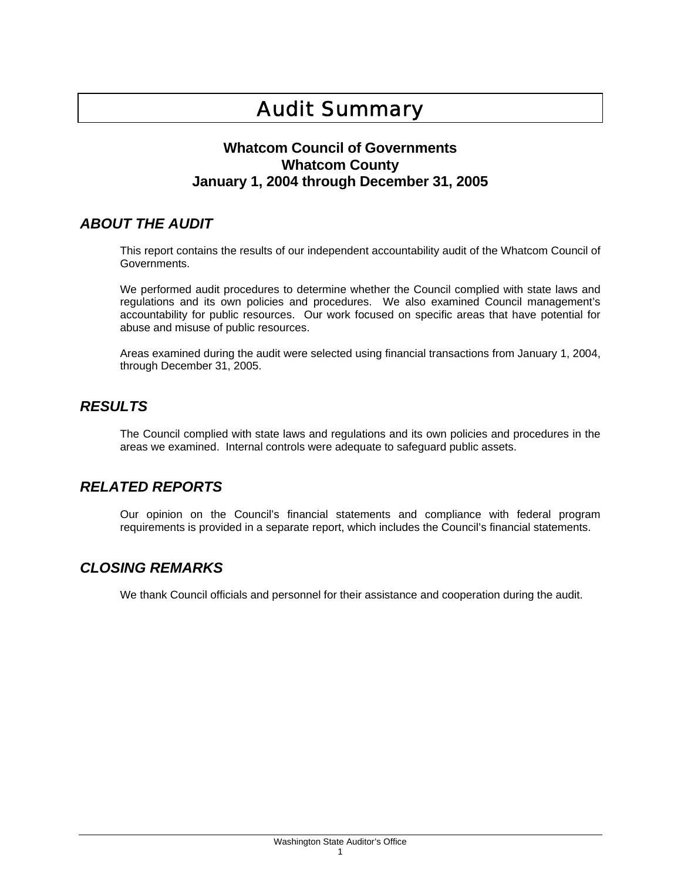# Audit Summary

**Whatcom Council of Governments**
**Whatcom County**
**January 1, 2004 through December 31, 2005**

## *ABOUT THE AUDIT*

This report contains the results of our independent accountability audit of the Whatcom Council of Governments.

We performed audit procedures to determine whether the Council complied with state laws and regulations and its own policies and procedures. We also examined Council management's accountability for public resources. Our work focused on specific areas that have potential for abuse and misuse of public resources.

Areas examined during the audit were selected using financial transactions from January 1, 2004, through December 31, 2005.

## *RESULTS*

The Council complied with state laws and regulations and its own policies and procedures in the areas we examined. Internal controls were adequate to safeguard public assets.

## *RELATED REPORTS*

Our opinion on the Council's financial statements and compliance with federal program requirements is provided in a separate report, which includes the Council's financial statements.

## *CLOSING REMARKS*

We thank Council officials and personnel for their assistance and cooperation during the audit.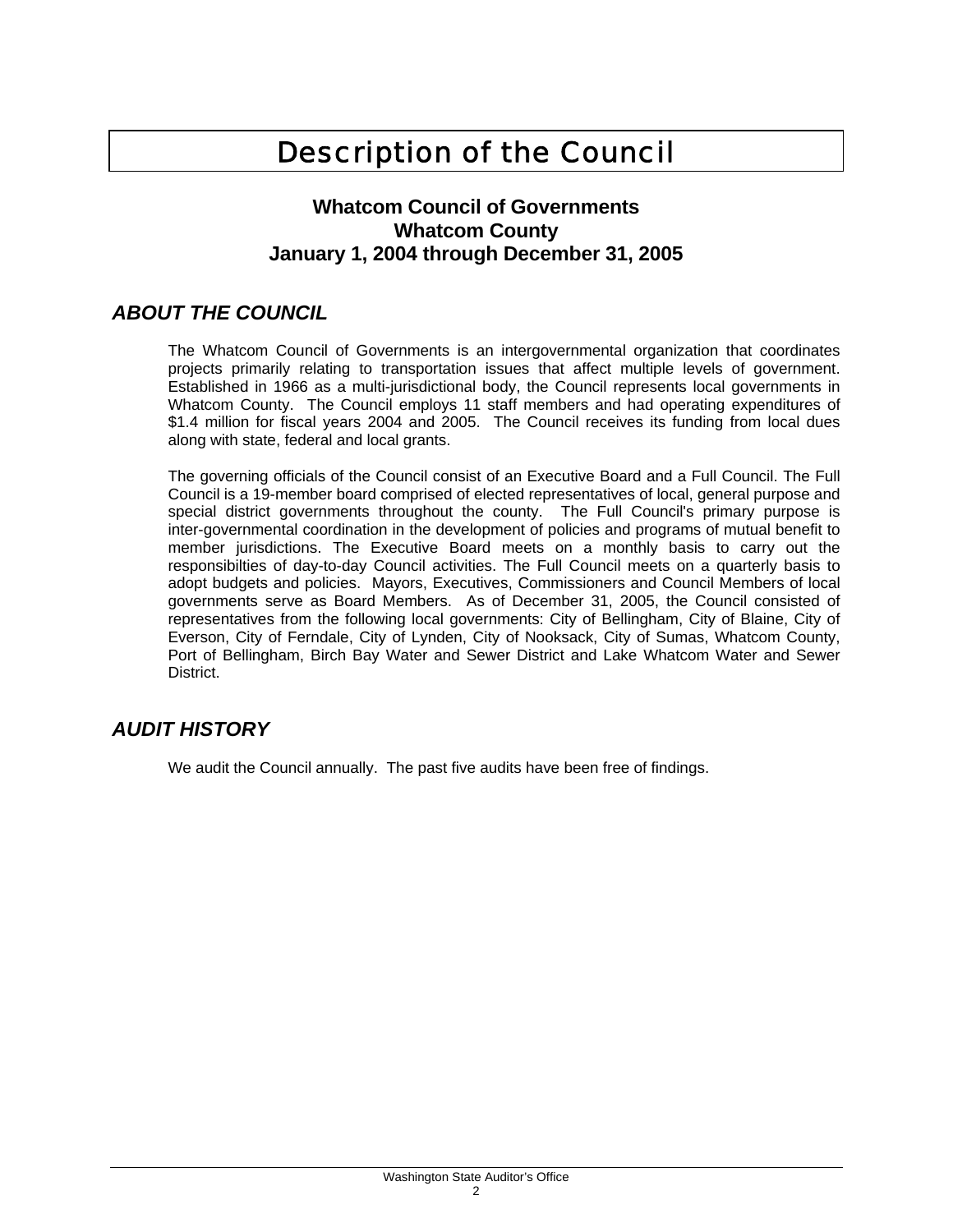# Description of the Council

**Whatcom Council of Governments**
**Whatcom County**
**January 1, 2004 through December 31, 2005**

## *ABOUT THE COUNCIL*

The Whatcom Council of Governments is an intergovernmental organization that coordinates projects primarily relating to transportation issues that affect multiple levels of government. Established in 1966 as a multi-jurisdictional body, the Council represents local governments in Whatcom County. The Council employs 11 staff members and had operating expenditures of $1.4 million for fiscal years 2004 and 2005. The Council receives its funding from local dues along with state, federal and local grants.

The governing officials of the Council consist of an Executive Board and a Full Council. The Full Council is a 19-member board comprised of elected representatives of local, general purpose and special district governments throughout the county. The Full Council's primary purpose is inter-governmental coordination in the development of policies and programs of mutual benefit to member jurisdictions. The Executive Board meets on a monthly basis to carry out the responsibilties of day-to-day Council activities. The Full Council meets on a quarterly basis to adopt budgets and policies. Mayors, Executives, Commissioners and Council Members of local governments serve as Board Members. As of December 31, 2005, the Council consisted of representatives from the following local governments: City of Bellingham, City of Blaine, City of Everson, City of Ferndale, City of Lynden, City of Nooksack, City of Sumas, Whatcom County, Port of Bellingham, Birch Bay Water and Sewer District and Lake Whatcom Water and Sewer District.

## *AUDIT HISTORY*

We audit the Council annually. The past five audits have been free of findings.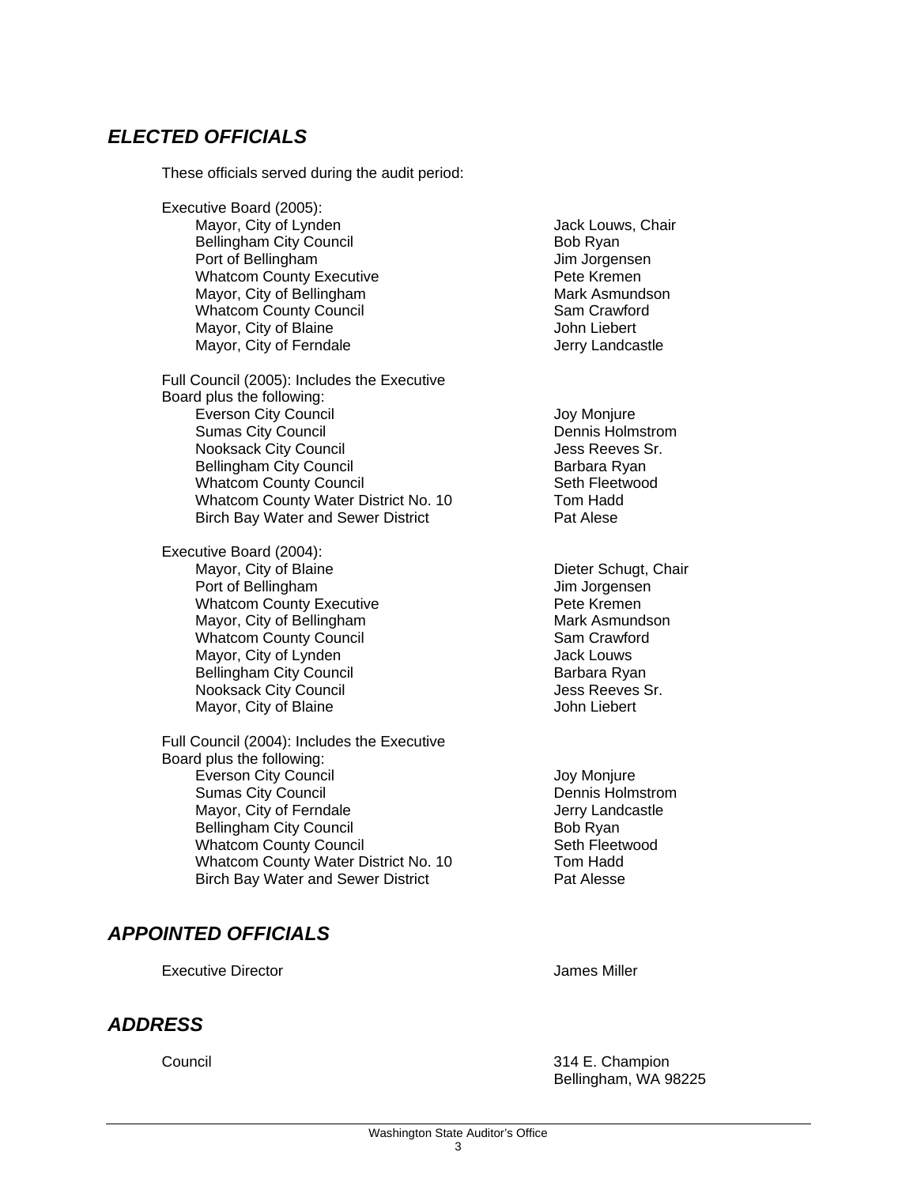## *ELECTED OFFICIALS*

These officials served during the audit period:

Executive Board (2005):

| | |
|---|---|
| Mayor, City of Lynden | Jack Louws, Chair |
| Bellingham City Council | Bob Ryan |
| Port of Bellingham | Jim Jorgensen |
| Whatcom County Executive | Pete Kremen |
| Mayor, City of Bellingham | Mark Asmundson |
| Whatcom County Council | Sam Crawford |
| Mayor, City of Blaine | John Liebert |
| Mayor, City of Ferndale | Jerry Landcastle |

Full Council (2005): Includes the Executive Board plus the following:

| | |
|---|---|
| Everson City Council | Joy Monjure |
| Sumas City Council | Dennis Holmstrom |
| Nooksack City Council | Jess Reeves Sr. |
| Bellingham City Council | Barbara Ryan |
| Whatcom County Council | Seth Fleetwood |
| Whatcom County Water District No. 10 | Tom Hadd |
| Birch Bay Water and Sewer District | Pat Alese |

Executive Board (2004):

| | |
|---|---|
| Mayor, City of Blaine | Dieter Schugt, Chair |
| Port of Bellingham | Jim Jorgensen |
| Whatcom County Executive | Pete Kremen |
| Mayor, City of Bellingham | Mark Asmundson |
| Whatcom County Council | Sam Crawford |
| Mayor, City of Lynden | Jack Louws |
| Bellingham City Council | Barbara Ryan |
| Nooksack City Council | Jess Reeves Sr. |
| Mayor, City of Blaine | John Liebert |

Full Council (2004): Includes the Executive Board plus the following:

| | |
|---|---|
| Everson City Council | Joy Monjure |
| Sumas City Council | Dennis Holmstrom |
| Mayor, City of Ferndale | Jerry Landcastle |
| Bellingham City Council | Bob Ryan |
| Whatcom County Council | Seth Fleetwood |
| Whatcom County Water District No. 10 | Tom Hadd |
| Birch Bay Water and Sewer District | Pat Alesse |

## *APPOINTED OFFICIALS*

| | |
|---|---|
| Executive Director | James Miller |

## *ADDRESS*

| | |
|---|---|
| Council | 314 E. Champion<br>Bellingham, WA 98225 |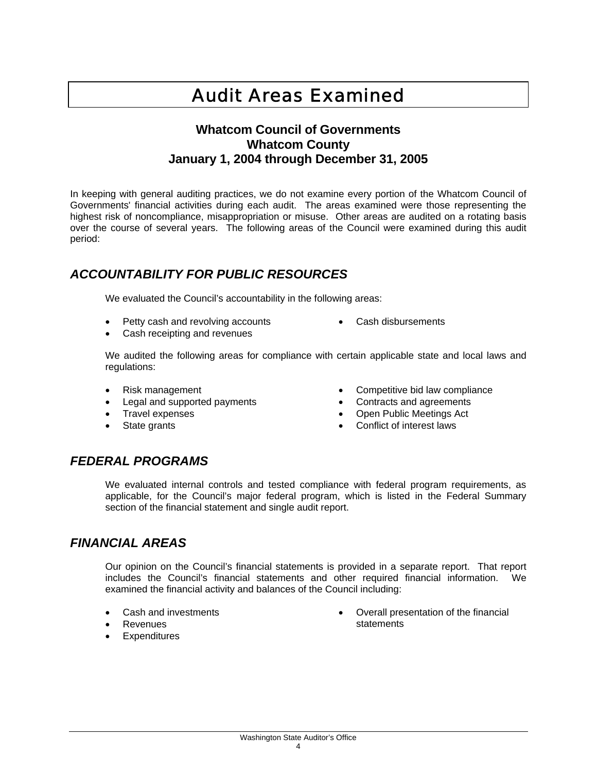# Audit Areas Examined

**Whatcom Council of Governments**
**Whatcom County**
**January 1, 2004 through December 31, 2005**

In keeping with general auditing practices, we do not examine every portion of the Whatcom Council of Governments' financial activities during each audit. The areas examined were those representing the highest risk of noncompliance, misappropriation or misuse. Other areas are audited on a rotating basis over the course of several years. The following areas of the Council were examined during this audit period:

## *ACCOUNTABILITY FOR PUBLIC RESOURCES*

We evaluated the Council's accountability in the following areas:

- Petty cash and revolving accounts
- Cash receipting and revenues
- Cash disbursements

We audited the following areas for compliance with certain applicable state and local laws and regulations:

- Risk management
- Legal and supported payments
- Travel expenses
- State grants
- Competitive bid law compliance
- Contracts and agreements
- Open Public Meetings Act
- Conflict of interest laws

## *FEDERAL PROGRAMS*

We evaluated internal controls and tested compliance with federal program requirements, as applicable, for the Council's major federal program, which is listed in the Federal Summary section of the financial statement and single audit report.

## *FINANCIAL AREAS*

Our opinion on the Council's financial statements is provided in a separate report. That report includes the Council's financial statements and other required financial information. We examined the financial activity and balances of the Council including:

- Cash and investments
- Revenues
- Expenditures
- Overall presentation of the financial statements